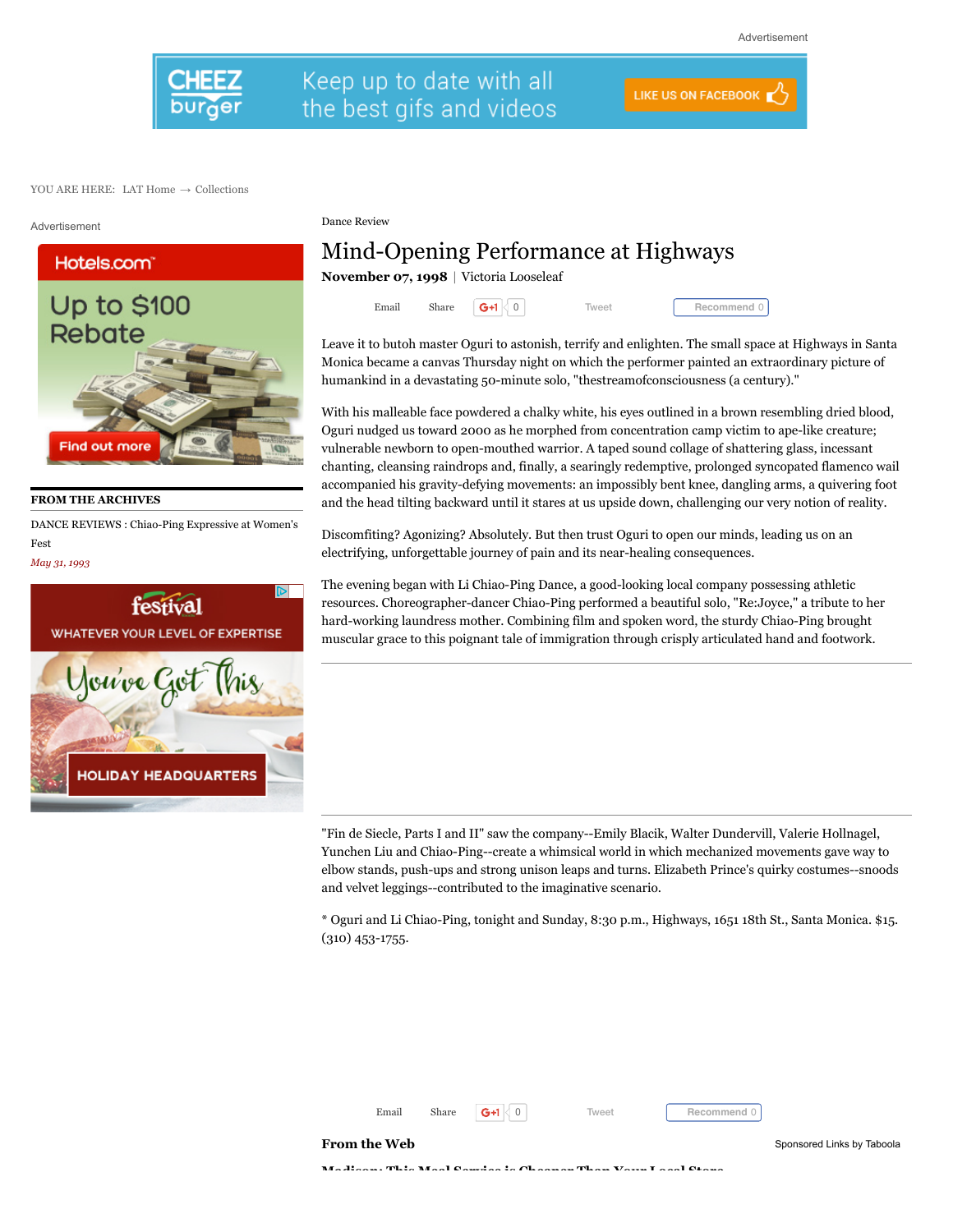Dance Review

# Mind-Opening Performance at Highways

**November 07, 1998** | Victoria Looseleaf

Leave it to butoh master Oguri to astonish, terrify and enlighten. The small space at Highways in Santa Monica became a canvas Thursday night on which the performer painted an extraordinary picture of humankind in a devastating 50-minute solo, "thestreamofconsciousness (a century)."

With his malleable face powdered a chalky white, his eyes outlined in a brown resembling dried blood, Oguri nudged us toward 2000 as he morphed from concentration camp victim to ape-like creature; vulnerable newborn to open-mouthed warrior. A taped sound collage of shattering glass, incessant chanting, cleansing raindrops and, finally, a searingly redemptive, prolonged syncopated flamenco wail accompanied his gravity-defying movements: an impossibly bent knee, dangling arms, a quivering foot and the head tilting backward until it stares at us upside down, challenging our very notion of reality.

Discomfiting? Agonizing? Absolutely. But then trust Oguri to open our minds, leading us on an electrifying, unforgettable journey of pain and its near-healing consequences.

The evening began with Li Chiao-Ping Dance, a good-looking local company possessing athletic resources. Choreographer-dancer Chiao-Ping performed a beautiful solo, "Re:Joyce," a tribute to her hard-working laundress mother. Combining film and spoken word, the sturdy Chiao-Ping brought muscular grace to this poignant tale of immigration through crisply articulated hand and footwork.

"Fin de Siecle, Parts I and II" saw the company--Emily Blacik, Walter Dundervill, Valerie Hollnagel, Yunchen Liu and Chiao-Ping--create a whimsical world in which mechanized movements gave way to elbow stands, push-ups and strong unison leaps and turns. Elizabeth Prince's quirky costumes--snoods and velvet leggings--contributed to the imaginative scenario.

* Oguri and Li Chiao-Ping, tonight and Sunday, 8:30 p.m., Highways, 1651 18th St., Santa Monica. $15. (310) 453-1755.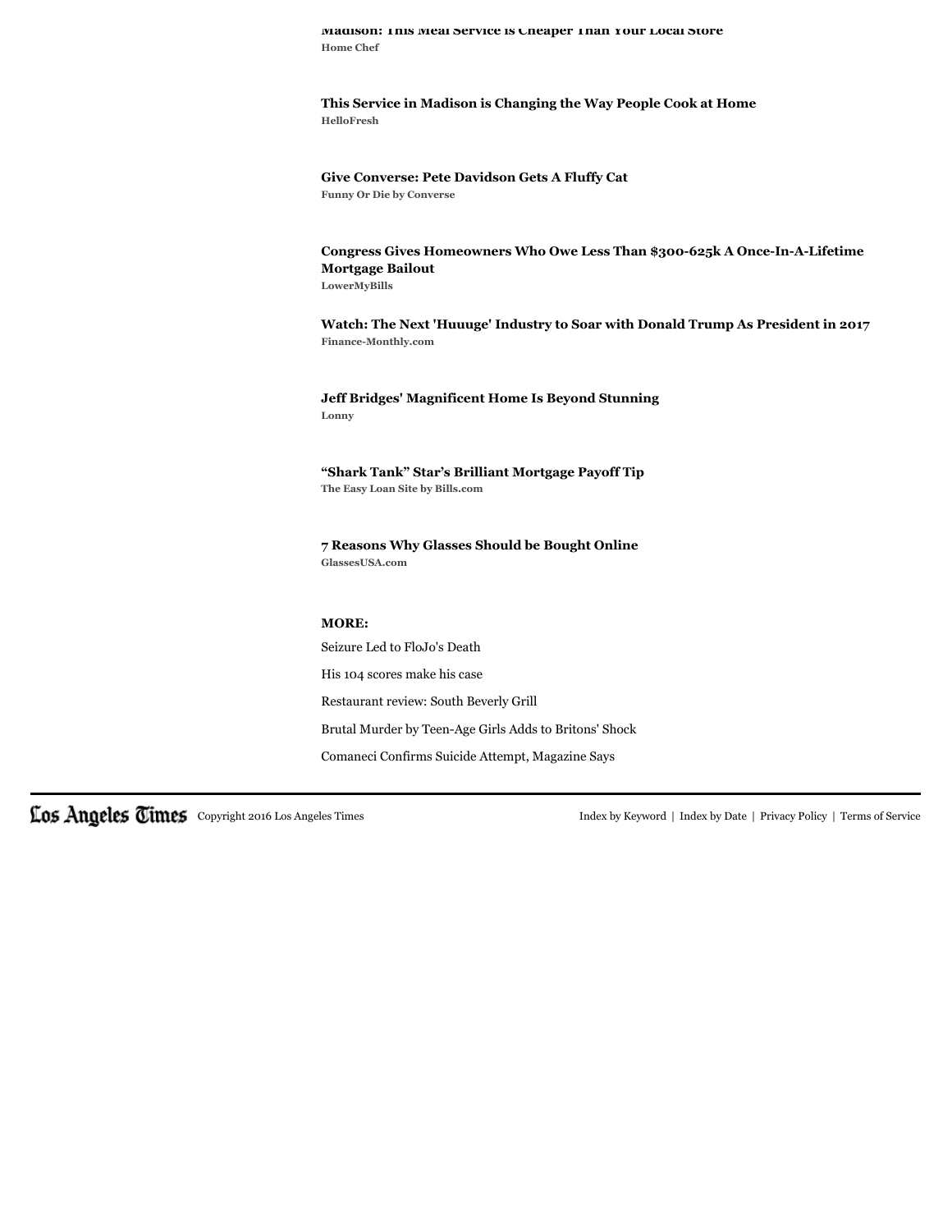**Madison: This Meal Service is Cheaper Than Your Local Store**
**Home Chef**

**This Service in Madison is Changing the Way People Cook at Home**
**HelloFresh**

**Give Converse: Pete Davidson Gets A Fluffy Cat**
**Funny Or Die by Converse**

**Congress Gives Homeowners Who Owe Less Than $300-625k A Once-In-A-Lifetime Mortgage Bailout**
**LowerMyBills**

**Watch: The Next 'Huuuge' Industry to Soar with Donald Trump As President in 2017**
**Finance-Monthly.com**

**Jeff Bridges' Magnificent Home Is Beyond Stunning**
**Lonny**

**"Shark Tank" Star's Brilliant Mortgage Payoff Tip**
**The Easy Loan Site by Bills.com**

**7 Reasons Why Glasses Should be Bought Online**
**GlassesUSA.com**

**MORE:**

Seizure Led to FloJo's Death

His 104 scores make his case

Restaurant review: South Beverly Grill

Brutal Murder by Teen-Age Girls Adds to Britons' Shock

Comaneci Confirms Suicide Attempt, Magazine Says

Los Angeles Times Copyright 2016 Los Angeles Times

Index by Keyword | Index by Date | Privacy Policy | Terms of Service